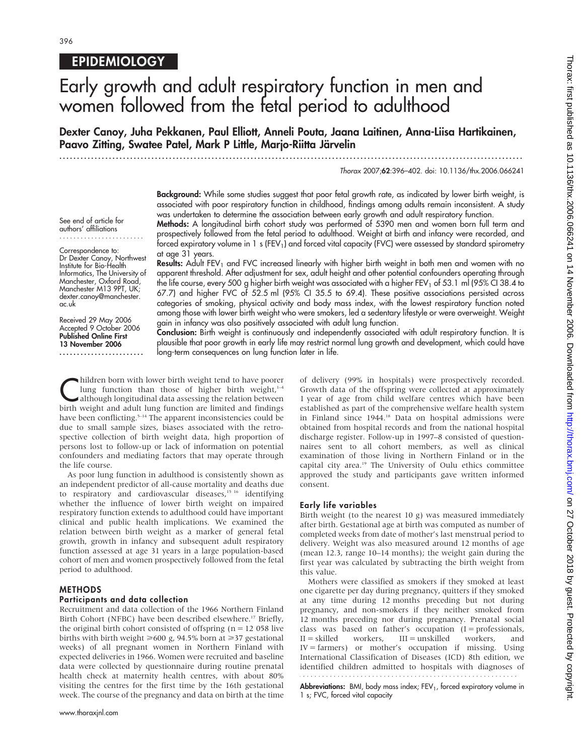# EPIDEMIOLOGY

# Early growth and adult respiratory function in men and women followed from the fetal period to adulthood

**Dexter Canoy, Juha Pekkanen, Paul Elliott, Anneli Pouta, Jaana Laitinen, Anna-Liisa Hartikainen, Paavo Zitting, Swatee Patel, Mark P Little, Marjo-Riitta Järvelin**

*Thorax* 2007;**62**:396–402. doi: 10.1136/thx.2006.066241

See end of article for authors' affiliations

Correspondence to: Dr Dexter Canoy, Northwest Institute for Bio-Health Informatics, The University of Manchester, Oxford Road, Manchester M13 9PT, UK; dexter.canoy@manchester.ac.uk

Received 29 May 2006
Accepted 9 October 2006
**Published Online First 13 November 2006**

**Background:** While some studies suggest that poor fetal growth rate, as indicated by lower birth weight, is associated with poor respiratory function in childhood, findings among adults remain inconsistent. A study was undertaken to determine the association between early growth and adult respiratory function.

**Methods:** A longitudinal birth cohort study was performed of 5390 men and women born full term and prospectively followed from the fetal period to adulthood. Weight at birth and infancy were recorded, and forced expiratory volume in 1 s ($FEV_1$) and forced vital capacity (FVC) were assessed by standard spirometry at age 31 years.

**Results:** Adult $FEV_1$ and FVC increased linearly with higher birth weight in both men and women with no apparent threshold. After adjustment for sex, adult height and other potential confounders operating through the life course, every 500 g higher birth weight was associated with a higher $FEV_1$ of 53.1 ml (95% CI 38.4 to 67.7) and higher FVC of 52.5 ml (95% CI 35.5 to 69.4). These positive associations persisted across categories of smoking, physical activity and body mass index, with the lowest respiratory function noted among those with lower birth weight who were smokers, led a sedentary lifestyle or were overweight. Weight gain in infancy was also positively associated with adult lung function.

**Conclusion:** Birth weight is continuously and independently associated with adult respiratory function. It is plausible that poor growth in early life may restrict normal lung growth and development, which could have long-term consequences on lung function later in life.

Children born with lower birth weight tend to have poorer lung function than those of higher birth weight,[1–4] although longitudinal data assessing the relation between birth weight and adult lung function are limited and findings have been conflicting.[5–14] The apparent inconsistencies could be due to small sample sizes, biases associated with the retrospective collection of birth weight data, high proportion of persons lost to follow-up or lack of information on potential confounders and mediating factors that may operate through the life course.

As poor lung function in adulthood is consistently shown as an independent predictor of all-cause mortality and deaths due to respiratory and cardiovascular diseases,[15 16] identifying whether the influence of lower birth weight on impaired respiratory function extends to adulthood could have important clinical and public health implications. We examined the relation between birth weight as a marker of general fetal growth, growth in infancy and subsequent adult respiratory function assessed at age 31 years in a large population-based cohort of men and women prospectively followed from the fetal period to adulthood.

## METHODS

### Participants and data collection

Recruitment and data collection of the 1966 Northern Finland Birth Cohort (NFBC) have been described elsewhere.[17] Briefly, the original birth cohort consisted of offspring (n = 12 058 live births with birth weight ≥600 g, 94.5% born at ≥37 gestational weeks) of all pregnant women in Northern Finland with expected deliveries in 1966. Women were recruited and baseline data were collected by questionnaire during routine prenatal health check at maternity health centres, with about 80% visiting the centres for the first time by the 16th gestational week. The course of the pregnancy and data on birth at the time of delivery (99% in hospitals) were prospectively recorded. Growth data of the offspring were collected at approximately 1 year of age from child welfare centres which have been established as part of the comprehensive welfare health system in Finland since 1944.[18] Data on hospital admissions were obtained from hospital records and from the national hospital discharge register. Follow-up in 1997–8 consisted of questionnaires sent to all cohort members, as well as clinical examination of those living in Northern Finland or in the capital city area.[19] The University of Oulu ethics committee approved the study and participants gave written informed consent.

### Early life variables

Birth weight (to the nearest 10 g) was measured immediately after birth. Gestational age at birth was computed as number of completed weeks from date of mother's last menstrual period to delivery. Weight was also measured around 12 months of age (mean 12.3, range 10–14 months); the weight gain during the first year was calculated by subtracting the birth weight from this value.

Mothers were classified as smokers if they smoked at least one cigarette per day during pregnancy, quitters if they smoked at any time during 12 months preceding but not during pregnancy, and non-smokers if they neither smoked from 12 months preceding nor during pregnancy. Prenatal social class was based on father's occupation (I = professionals, II = skilled workers, III = unskilled workers, and IV = farmers) or mother's occupation if missing. Using International Classification of Diseases (ICD) 8th edition, we identified children admitted to hospitals with diagnoses of

**Abbreviations:** BMI, body mass index; $FEV_1$, forced expiratory volume in 1 s; FVC, forced vital capacity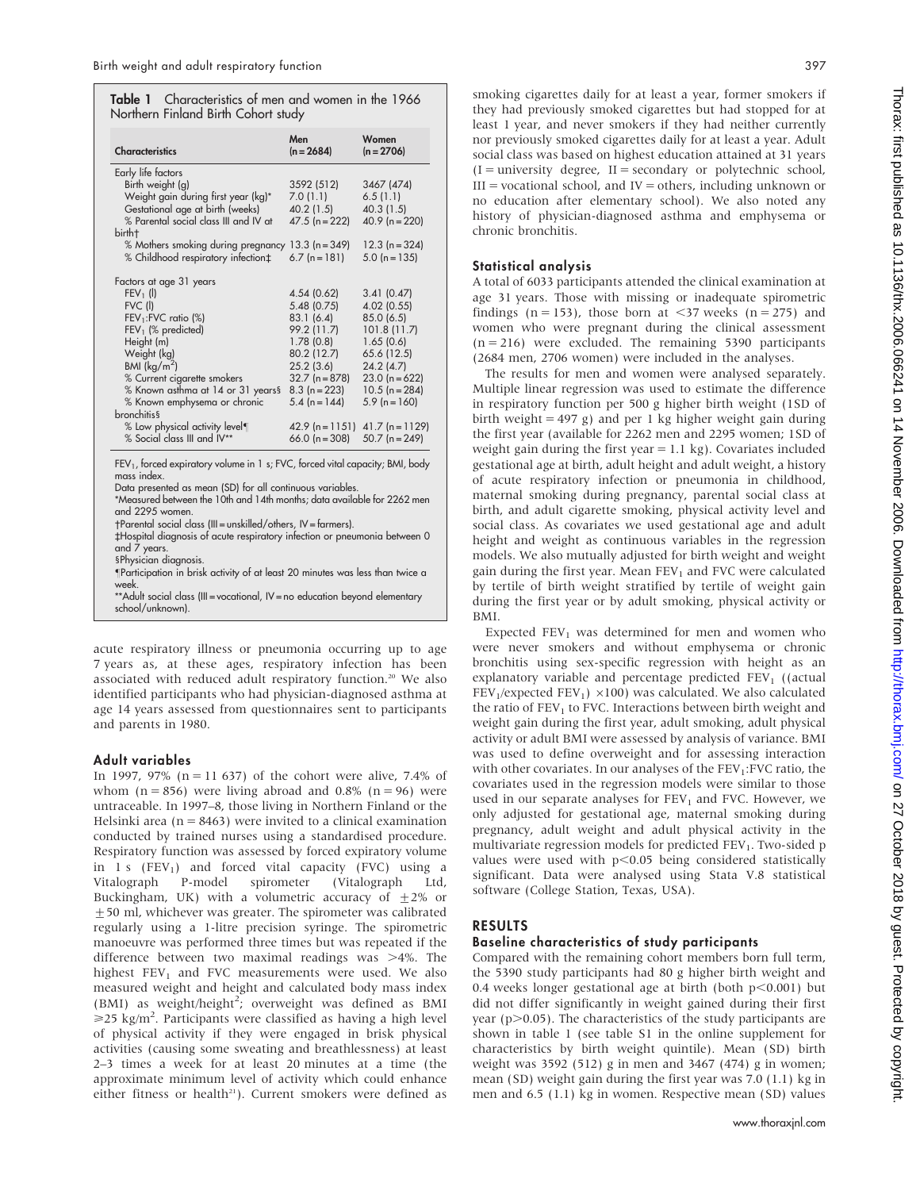**Table 1** Characteristics of men and women in the 1966 Northern Finland Birth Cohort study

| Characteristics | Men (n = 2684) | Women (n = 2706) |
|---|---|---|
| Early life factors | | |
| Birth weight (g) | 3592 (512) | 3467 (474) |
| Weight gain during first year (kg)* | 7.0 (1.1) | 6.5 (1.1) |
| Gestational age at birth (weeks) | 40.2 (1.5) | 40.3 (1.5) |
| % Parental social class III and IV at birth† | 47.5 (n = 222) | 40.9 (n = 220) |
| % Mothers smoking during pregnancy | 13.3 (n = 349) | 12.3 (n = 324) |
| % Childhood respiratory infection‡ | 6.7 (n = 181) | 5.0 (n = 135) |
| Factors at age 31 years | | |
| $FEV_1$ (l) | 4.54 (0.62) | 3.41 (0.47) |
| FVC (l) | 5.48 (0.75) | 4.02 (0.55) |
| $FEV_1$:FVC ratio (%) | 83.1 (6.4) | 85.0 (6.5) |
| $FEV_1$ (% predicted) | 99.2 (11.7) | 101.8 (11.7) |
| Height (m) | 1.78 (0.8) | 1.65 (0.6) |
| Weight (kg) | 80.2 (12.7) | 65.6 (12.5) |
| BMI (kg/m$^2$) | 25.2 (3.6) | 24.2 (4.7) |
| % Current cigarette smokers | 32.7 (n = 878) | 23.0 (n = 622) |
| % Known asthma at 14 or 31 years§ | 8.3 (n = 223) | 10.5 (n = 284) |
| % Known emphysema or chronic bronchitis§ | 5.4 (n = 144) | 5.9 (n = 160) |
| % Low physical activity level¶ | 42.9 (n = 1151) | 41.7 (n = 1129) |
| % Social class III and IV** | 66.0 (n = 308) | 50.7 (n = 249) |

$FEV_1$, forced expiratory volume in 1 s; FVC, forced vital capacity; BMI, body mass index.
Data presented as mean (SD) for all continuous variables.
*Measured between the 10th and 14th months; data available for 2262 men and 2295 women.
†Parental social class (III = unskilled/others, IV = farmers).
‡Hospital diagnosis of acute respiratory infection or pneumonia between 0 and 7 years.
§Physician diagnosis.
¶Participation in brisk activity of at least 20 minutes was less than twice a week.
**Adult social class (III = vocational, IV = no education beyond elementary school/unknown).

acute respiratory illness or pneumonia occurring up to age 7 years as, at these ages, respiratory infection has been associated with reduced adult respiratory function.[20] We also identified participants who had physician-diagnosed asthma at age 14 years assessed from questionnaires sent to participants and parents in 1980.

### Adult variables

In 1997, 97% (n = 11 637) of the cohort were alive, 7.4% of whom (n = 856) were living abroad and 0.8% (n = 96) were untraceable. In 1997–8, those living in Northern Finland or the Helsinki area (n = 8463) were invited to a clinical examination conducted by trained nurses using a standardised procedure. Respiratory function was assessed by forced expiratory volume in 1 s ($FEV_1$) and forced vital capacity (FVC) using a Vitalograph P-model spirometer (Vitalograph Ltd, Buckingham, UK) with a volumetric accuracy of $\pm 2\%$ or $\pm 50$ ml, whichever was greater. The spirometer was calibrated regularly using a 1-litre precision syringe. The spirometric manoeuvre was performed three times but was repeated if the difference between two maximal readings was >4%. The highest $FEV_1$ and FVC measurements were used. We also measured weight and height and calculated body mass index (BMI) as weight/height$^2$; overweight was defined as BMI $\geqslant 25$ kg/m$^2$. Participants were classified as having a high level of physical activity if they were engaged in brisk physical activities (causing some sweating and breathlessness) at least 2–3 times a week for at least 20 minutes at a time (the approximate minimum level of activity which could enhance either fitness or health[21]). Current smokers were defined as smoking cigarettes daily for at least a year, former smokers if they had previously smoked cigarettes but had stopped for at least 1 year, and never smokers if they had neither currently nor previously smoked cigarettes daily for at least a year. Adult social class was based on highest education attained at 31 years (I = university degree, II = secondary or polytechnic school, III = vocational school, and IV = others, including unknown or no education after elementary school). We also noted any history of physician-diagnosed asthma and emphysema or chronic bronchitis.

### Statistical analysis

A total of 6033 participants attended the clinical examination at age 31 years. Those with missing or inadequate spirometric findings (n = 153), those born at <37 weeks (n = 275) and women who were pregnant during the clinical assessment (n = 216) were excluded. The remaining 5390 participants (2684 men, 2706 women) were included in the analyses.

The results for men and women were analysed separately. Multiple linear regression was used to estimate the difference in respiratory function per 500 g higher birth weight (1SD of birth weight = 497 g) and per 1 kg higher weight gain during the first year (available for 2262 men and 2295 women; 1SD of weight gain during the first year = 1.1 kg). Covariates included gestational age at birth, adult height and adult weight, a history of acute respiratory infection or pneumonia in childhood, maternal smoking during pregnancy, parental social class at birth, and adult cigarette smoking, physical activity level and social class. As covariates we used gestational age and adult height and weight as continuous variables in the regression models. We also mutually adjusted for birth weight and weight gain during the first year. Mean $FEV_1$ and FVC were calculated by tertile of birth weight stratified by tertile of weight gain during the first year or by adult smoking, physical activity or BMI.

Expected $FEV_1$ was determined for men and women who were never smokers and without emphysema or chronic bronchitis using sex-specific regression with height as an explanatory variable and percentage predicted $FEV_1$ ((actual $FEV_1$/expected $FEV_1$) $\times 100$) was calculated. We also calculated the ratio of $FEV_1$ to FVC. Interactions between birth weight and weight gain during the first year, adult smoking, adult physical activity or adult BMI were assessed by analysis of variance. BMI was used to define overweight and for assessing interaction with other covariates. In our analyses of the $FEV_1$:FVC ratio, the covariates used in the regression models were similar to those used in our separate analyses for $FEV_1$ and FVC. However, we only adjusted for gestational age, maternal smoking during pregnancy, adult weight and adult physical activity in the multivariate regression models for predicted $FEV_1$. Two-sided p values were used with $p < 0.05$ being considered statistically significant. Data were analysed using Stata V.8 statistical software (College Station, Texas, USA).

## RESULTS

### Baseline characteristics of study participants

Compared with the remaining cohort members born full term, the 5390 study participants had 80 g higher birth weight and 0.4 weeks longer gestational age at birth (both $p < 0.001$) but did not differ significantly in weight gained during their first year ($p > 0.05$). The characteristics of the study participants are shown in table 1 (see table S1 in the online supplement for characteristics by birth weight quintile). Mean (SD) birth weight was 3592 (512) g in men and 3467 (474) g in women; mean (SD) weight gain during the first year was 7.0 (1.1) kg in men and 6.5 (1.1) kg in women. Respective mean (SD) values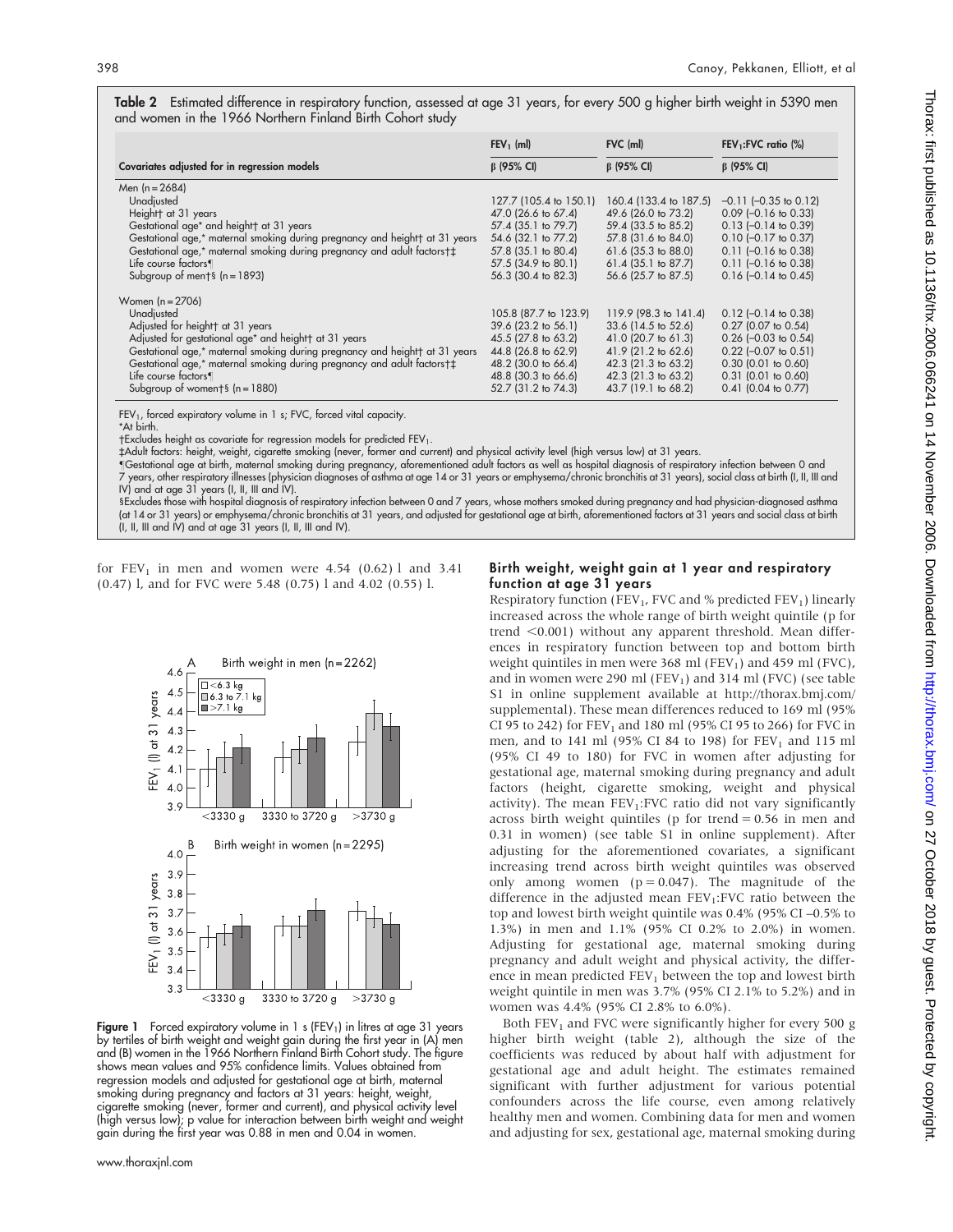**Table 2** Estimated difference in respiratory function, assessed at age 31 years, for every 500 g higher birth weight in 5390 men and women in the 1966 Northern Finland Birth Cohort study

| Covariates adjusted for in regression models | $FEV_1$ (ml) β (95% CI) | FVC (ml) β (95% CI) | $FEV_1$:FVC ratio (%) β (95% CI) |
|---|---|---|---|
| Men (n = 2684) | | | |
| Unadjusted | 127.7 (105.4 to 150.1) | 160.4 (133.4 to 187.5) | −0.11 (−0.35 to 0.12) |
| Height† at 31 years | 47.0 (26.6 to 67.4) | 49.6 (26.0 to 73.2) | 0.09 (−0.16 to 0.33) |
| Gestational age* and height† at 31 years | 57.4 (35.1 to 79.7) | 59.4 (33.5 to 85.2) | 0.13 (−0.14 to 0.39) |
| Gestational age,* maternal smoking during pregnancy and height† at 31 years | 54.6 (32.1 to 77.2) | 57.8 (31.6 to 84.0) | 0.10 (−0.17 to 0.37) |
| Gestational age,* maternal smoking during pregnancy and adult factors†‡ | 57.8 (35.1 to 80.4) | 61.6 (35.3 to 88.0) | 0.11 (−0.16 to 0.38) |
| Life course factors¶ | 57.5 (34.9 to 80.1) | 61.4 (35.1 to 87.7) | 0.11 (−0.16 to 0.38) |
| Subgroup of men†§ (n = 1893) | 56.3 (30.4 to 82.3) | 56.6 (25.7 to 87.5) | 0.16 (−0.14 to 0.45) |
| Women (n = 2706) | | | |
| Unadjusted | 105.8 (87.7 to 123.9) | 119.9 (98.3 to 141.4) | 0.12 (−0.14 to 0.38) |
| Adjusted for height† at 31 years | 39.6 (23.2 to 56.1) | 33.6 (14.5 to 52.6) | 0.27 (0.07 to 0.54) |
| Adjusted for gestational age* and height† at 31 years | 45.5 (27.8 to 63.2) | 41.0 (20.7 to 61.3) | 0.26 (−0.03 to 0.54) |
| Gestational age,* maternal smoking during pregnancy and height† at 31 years | 44.8 (26.8 to 62.9) | 41.9 (21.2 to 62.6) | 0.22 (−0.07 to 0.51) |
| Gestational age,* maternal smoking during pregnancy and adult factors†‡ | 48.2 (30.0 to 66.4) | 42.3 (21.3 to 63.2) | 0.30 (0.01 to 0.60) |
| Life course factors¶ | 48.8 (30.3 to 66.6) | 42.3 (21.3 to 63.2) | 0.31 (0.01 to 0.60) |
| Subgroup of women†§ (n = 1880) | 52.7 (31.2 to 74.3) | 43.7 (19.1 to 68.2) | 0.41 (0.04 to 0.77) |

$FEV_1$, forced expiratory volume in 1 s; FVC, forced vital capacity.
*At birth.
†Excludes height as covariate for regression models for predicted $FEV_1$.
‡Adult factors: height, weight, cigarette smoking (never, former and current) and physical activity level (high versus low) at 31 years.
¶Gestational age at birth, maternal smoking during pregnancy, aforementioned adult factors as well as hospital diagnosis of respiratory infection between 0 and 7 years, other respiratory illnesses (physician diagnoses of asthma at age 14 or 31 years or emphysema/chronic bronchitis at 31 years), social class at birth (I, II, III and IV) and at age 31 years (I, II, III and IV).
§Excludes those with hospital diagnosis of respiratory infection between 0 and 7 years, whose mothers smoked during pregnancy and had physician-diagnosed asthma (at 14 or 31 years) or emphysema/chronic bronchitis at 31 years, and adjusted for gestational age at birth, aforementioned factors at 31 years and social class at birth (I, II, III and IV) and at age 31 years (I, II, III and IV).

for $FEV_1$ in men and women were 4.54 (0.62) l and 3.41 (0.47) l, and for FVC were 5.48 (0.75) l and 4.02 (0.55) l.

**Figure 1** Forced expiratory volume in 1 s ($FEV_1$) in litres at age 31 years by tertiles of birth weight and weight gain during the first year in (A) men and (B) women in the 1966 Northern Finland Birth Cohort study. The figure shows mean values and 95% confidence limits. Values obtained from regression models and adjusted for gestational age at birth, maternal smoking during pregnancy and factors at 31 years: height, weight, cigarette smoking (never, former and current), and physical activity level (high versus low); p value for interaction between birth weight and weight gain during the first year was 0.88 in men and 0.04 in women.

## Birth weight, weight gain at 1 year and respiratory function at age 31 years

Respiratory function ($FEV_1$, FVC and % predicted $FEV_1$) linearly increased across the whole range of birth weight quintile (p for trend <0.001) without any apparent threshold. Mean differences in respiratory function between top and bottom birth weight quintiles in men were 368 ml ($FEV_1$) and 459 ml (FVC), and in women were 290 ml ($FEV_1$) and 314 ml (FVC) (see table S1 in online supplement available at http://thorax.bmj.com/supplemental). These mean differences reduced to 169 ml (95% CI 95 to 242) for $FEV_1$ and 180 ml (95% CI 95 to 266) for FVC in men, and to 141 ml (95% CI 84 to 198) for $FEV_1$ and 115 ml (95% CI 49 to 180) for FVC in women after adjusting for gestational age, maternal smoking during pregnancy and adult factors (height, cigarette smoking, weight and physical activity). The mean $FEV_1$:FVC ratio did not vary significantly across birth weight quintiles (p for trend = 0.56 in men and 0.31 in women) (see table S1 in online supplement). After adjusting for the aforementioned covariates, a significant increasing trend across birth weight quintiles was observed only among women (p = 0.047). The magnitude of the difference in the adjusted mean $FEV_1$:FVC ratio between the top and lowest birth weight quintile was 0.4% (95% CI −0.5% to 1.3%) in men and 1.1% (95% CI 0.2% to 2.0%) in women. Adjusting for gestational age, maternal smoking during pregnancy and adult weight and physical activity, the difference in mean predicted $FEV_1$ between the top and lowest birth weight quintile in men was 3.7% (95% CI 2.1% to 5.2%) and in women was 4.4% (95% CI 2.8% to 6.0%).

Both $FEV_1$ and FVC were significantly higher for every 500 g higher birth weight (table 2), although the size of the coefficients was reduced by about half with adjustment for gestational age and adult height. The estimates remained significant with further adjustment for various potential confounders across the life course, even among relatively healthy men and women. Combining data for men and women and adjusting for sex, gestational age, maternal smoking during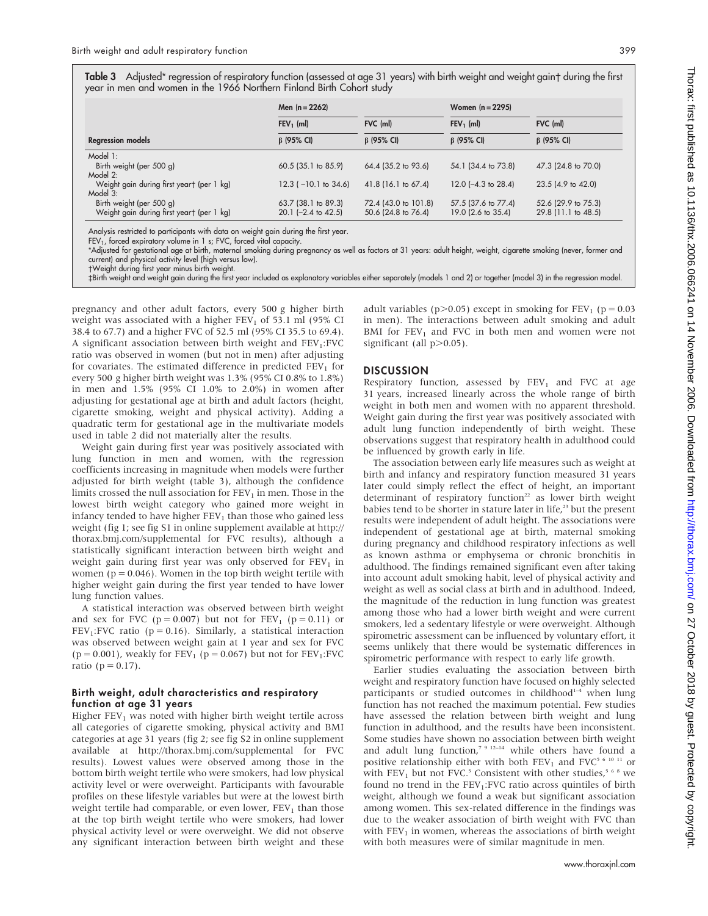**Table 3** Adjusted* regression of respiratory function (assessed at age 31 years) with birth weight and weight gain† during the first year in men and women in the 1966 Northern Finland Birth Cohort study

| | Men (n = 2262) | | Women (n = 2295) | |
|---|---|---|---|---|
| | $FEV_1$ (ml) | FVC (ml) | $FEV_1$ (ml) | FVC (ml) |
| Regression models | β (95% CI) | β (95% CI) | β (95% CI) | β (95% CI) |
| Model 1: | | | | |
| Birth weight (per 500 g) | 60.5 (35.1 to 85.9) | 64.4 (35.2 to 93.6) | 54.1 (34.4 to 73.8) | 47.3 (24.8 to 70.0) |
| Model 2: | | | | |
| Weight gain during first year† (per 1 kg) | 12.3 (−10.1 to 34.6) | 41.8 (16.1 to 67.4) | 12.0 (−4.3 to 28.4) | 23.5 (4.9 to 42.0) |
| Model 3: | | | | |
| Birth weight (per 500 g) | 63.7 (38.1 to 89.3) | 72.4 (43.0 to 101.8) | 57.5 (37.6 to 77.4) | 52.6 (29.9 to 75.3) |
| Weight gain during first year† (per 1 kg) | 20.1 (−2.4 to 42.5) | 50.6 (24.8 to 76.4) | 19.0 (2.6 to 35.4) | 29.8 (11.1 to 48.5) |

Analysis restricted to participants with data on weight gain during the first year.
$FEV_1$, forced expiratory volume in 1 s; FVC, forced vital capacity.
*Adjusted for gestational age at birth, maternal smoking during pregnancy as well as factors at 31 years: adult height, weight, cigarette smoking (never, former and current) and physical activity level (high versus low).
†Weight during first year minus birth weight.
‡Birth weight and weight gain during the first year included as explanatory variables either separately (models 1 and 2) or together (model 3) in the regression model.

pregnancy and other adult factors, every 500 g higher birth weight was associated with a higher $FEV_1$ of 53.1 ml (95% CI 38.4 to 67.7) and a higher FVC of 52.5 ml (95% CI 35.5 to 69.4). A significant association between birth weight and $FEV_1$:FVC ratio was observed in women (but not in men) after adjusting for covariates. The estimated difference in predicted $FEV_1$ for every 500 g higher birth weight was 1.3% (95% CI 0.8% to 1.8%) in men and 1.5% (95% CI 1.0% to 2.0%) in women after adjusting for gestational age at birth and adult factors (height, cigarette smoking, weight and physical activity). Adding a quadratic term for gestational age in the multivariate models used in table 2 did not materially alter the results.

Weight gain during first year was positively associated with lung function in men and women, with the regression coefficients increasing in magnitude when models were further adjusted for birth weight (table 3), although the confidence limits crossed the null association for $FEV_1$ in men. Those in the lowest birth weight category who gained more weight in infancy tended to have higher $FEV_1$ than those who gained less weight (fig 1; see fig S1 in online supplement available at http://thorax.bmj.com/supplemental for FVC results), although a statistically significant interaction between birth weight and weight gain during first year was only observed for $FEV_1$ in women ($p = 0.046$). Women in the top birth weight tertile with higher weight gain during the first year tended to have lower lung function values.

A statistical interaction was observed between birth weight and sex for FVC ($p = 0.007$) but not for $FEV_1$ ($p = 0.11$) or $FEV_1$:FVC ratio ($p = 0.16$). Similarly, a statistical interaction was observed between weight gain at 1 year and sex for FVC ($p = 0.001$), weakly for $FEV_1$ ($p = 0.067$) but not for $FEV_1$:FVC ratio ($p = 0.17$).

### Birth weight, adult characteristics and respiratory function at age 31 years

Higher $FEV_1$ was noted with higher birth weight tertile across all categories of cigarette smoking, physical activity and BMI categories at age 31 years (fig 2; see fig S2 in online supplement available at http://thorax.bmj.com/supplemental for FVC results). Lowest values were observed among those in the bottom birth weight tertile who were smokers, had low physical activity level or were overweight. Participants with favourable profiles on these lifestyle variables but were at the lowest birth weight tertile had comparable, or even lower, $FEV_1$ than those at the top birth weight tertile who were smokers, had lower physical activity level or were overweight. We did not observe any significant interaction between birth weight and these adult variables ($p > 0.05$) except in smoking for $FEV_1$ ($p = 0.03$ in men). The interactions between adult smoking and adult BMI for $FEV_1$ and FVC in both men and women were not significant (all $p > 0.05$).

## DISCUSSION

Respiratory function, assessed by $FEV_1$ and FVC at age 31 years, increased linearly across the whole range of birth weight in both men and women with no apparent threshold. Weight gain during the first year was positively associated with adult lung function independently of birth weight. These observations suggest that respiratory health in adulthood could be influenced by growth early in life.

The association between early life measures such as weight at birth and infancy and respiratory function measured 31 years later could simply reflect the effect of height, an important determinant of respiratory function[22] as lower birth weight babies tend to be shorter in stature later in life,[23] but the present results were independent of adult height. The associations were independent of gestational age at birth, maternal smoking during pregnancy and childhood respiratory infections as well as known asthma or emphysema or chronic bronchitis in adulthood. The findings remained significant even after taking into account adult smoking habit, level of physical activity and weight as well as social class at birth and in adulthood. Indeed, the magnitude of the reduction in lung function was greatest among those who had a lower birth weight and were current smokers, led a sedentary lifestyle or were overweight. Although spirometric assessment can be influenced by voluntary effort, it seems unlikely that there would be systematic differences in spirometric performance with respect to early life growth.

Earlier studies evaluating the association between birth weight and respiratory function have focused on highly selected participants or studied outcomes in childhood[1–4] when lung function has not reached the maximum potential. Few studies have assessed the relation between birth weight and lung function in adulthood, and the results have been inconsistent. Some studies have shown no association between birth weight and adult lung function,[7 9 12–14] while others have found a positive relationship either with both $FEV_1$ and FVC[5 6 10 11] or with $FEV_1$ but not FVC.[5] Consistent with other studies,[5 6 8] we found no trend in the $FEV_1$:FVC ratio across quintiles of birth weight, although we found a weak but significant association among women. This sex-related difference in the findings was due to the weaker association of birth weight with FVC than with $FEV_1$ in women, whereas the associations of birth weight with both measures were of similar magnitude in men.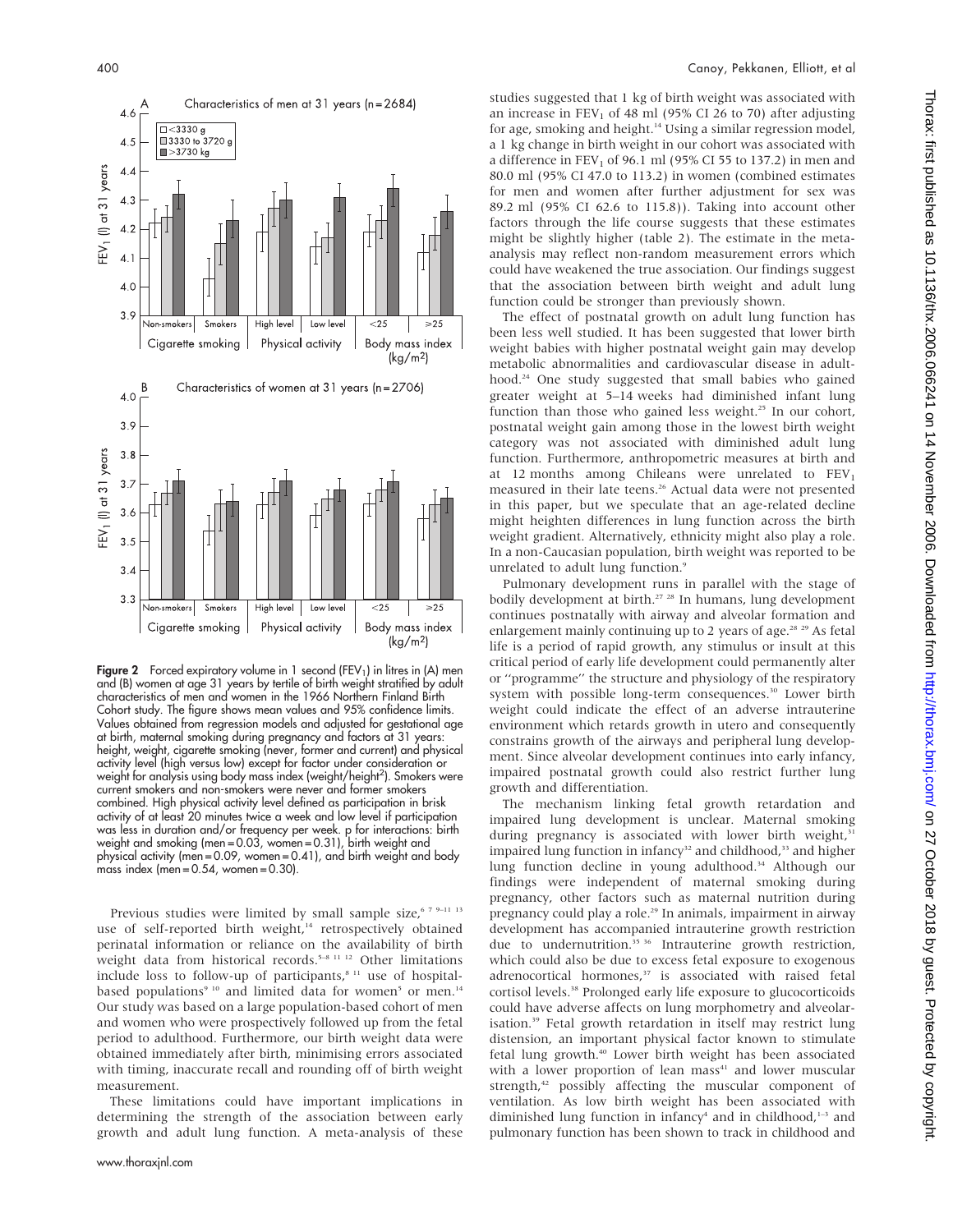**Figure 2** Forced expiratory volume in 1 second ($FEV_1$) in litres in (A) men and (B) women at age 31 years by tertile of birth weight stratified by adult characteristics of men and women in the 1966 Northern Finland Birth Cohort study. The figure shows mean values and 95% confidence limits. Values obtained from regression models and adjusted for gestational age at birth, maternal smoking during pregnancy and factors at 31 years: height, weight, cigarette smoking (never, former and current) and physical activity level (high versus low) except for factor under consideration or weight for analysis using body mass index (weight/height$^2$). Smokers were current smokers and non-smokers were never and former smokers combined. High physical activity level defined as participation in brisk activity of at least 20 minutes twice a week and low level if participation was less in duration and/or frequency per week. p for interactions: birth weight and smoking (men = 0.03, women = 0.31), birth weight and physical activity (men = 0.09, women = 0.41), and birth weight and body mass index (men = 0.54, women = 0.30).

Previous studies were limited by small sample size,[6 7 9–11 13] use of self-reported birth weight,[14] retrospectively obtained perinatal information or reliance on the availability of birth weight data from historical records.[5–8 11 12] Other limitations include loss to follow-up of participants,[8 11] use of hospital-based populations[9 10] and limited data for women[5] or men.[14] Our study was based on a large population-based cohort of men and women who were prospectively followed up from the fetal period to adulthood. Furthermore, our birth weight data were obtained immediately after birth, minimising errors associated with timing, inaccurate recall and rounding off of birth weight measurement.

These limitations could have important implications in determining the strength of the association between early growth and adult lung function. A meta-analysis of these studies suggested that 1 kg of birth weight was associated with an increase in $FEV_1$ of 48 ml (95% CI 26 to 70) after adjusting for age, smoking and height.[14] Using a similar regression model, a 1 kg change in birth weight in our cohort was associated with a difference in $FEV_1$ of 96.1 ml (95% CI 55 to 137.2) in men and 80.0 ml (95% CI 47.0 to 113.2) in women (combined estimates for men and women after further adjustment for sex was 89.2 ml (95% CI 62.6 to 115.8)). Taking into account other factors through the life course suggests that these estimates might be slightly higher (table 2). The estimate in the meta-analysis may reflect non-random measurement errors which could have weakened the true association. Our findings suggest that the association between birth weight and adult lung function could be stronger than previously shown.

The effect of postnatal growth on adult lung function has been less well studied. It has been suggested that lower birth weight babies with higher postnatal weight gain may develop metabolic abnormalities and cardiovascular disease in adulthood.[24] One study suggested that small babies who gained greater weight at 5–14 weeks had diminished infant lung function than those who gained less weight.[25] In our cohort, postnatal weight gain among those in the lowest birth weight category was not associated with diminished adult lung function. Furthermore, anthropometric measures at birth and at 12 months among Chileans were unrelated to $FEV_1$ measured in their late teens.[26] Actual data were not presented in this paper, but we speculate that an age-related decline might heighten differences in lung function across the birth weight gradient. Alternatively, ethnicity might also play a role. In a non-Caucasian population, birth weight was reported to be unrelated to adult lung function.[9]

Pulmonary development runs in parallel with the stage of bodily development at birth.[27 28] In humans, lung development continues postnatally with airway and alveolar formation and enlargement mainly continuing up to 2 years of age.[28 29] As fetal life is a period of rapid growth, any stimulus or insult at this critical period of early life development could permanently alter or "programme" the structure and physiology of the respiratory system with possible long-term consequences.[30] Lower birth weight could indicate the effect of an adverse intrauterine environment which retards growth in utero and consequently constrains growth of the airways and peripheral lung development. Since alveolar development continues into early infancy, impaired postnatal growth could also restrict further lung growth and differentiation.

The mechanism linking fetal growth retardation and impaired lung development is unclear. Maternal smoking during pregnancy is associated with lower birth weight,[31] impaired lung function in infancy[32] and childhood,[33] and higher lung function decline in young adulthood.[34] Although our findings were independent of maternal smoking during pregnancy, other factors such as maternal nutrition during pregnancy could play a role.[29] In animals, impairment in airway development has accompanied intrauterine growth restriction due to undernutrition.[35 36] Intrauterine growth restriction, which could also be due to excess fetal exposure to exogenous adrenocortical hormones,[37] is associated with raised fetal cortisol levels.[38] Prolonged early life exposure to glucocorticoids could have adverse affects on lung morphometry and alveolarisation.[39] Fetal growth retardation in itself may restrict lung distension, an important physical factor known to stimulate fetal lung growth.[40] Lower birth weight has been associated with a lower proportion of lean mass[41] and lower muscular strength,[42] possibly affecting the muscular component of ventilation. As low birth weight has been associated with diminished lung function in infancy[4] and in childhood,[1–3] and pulmonary function has been shown to track in childhood and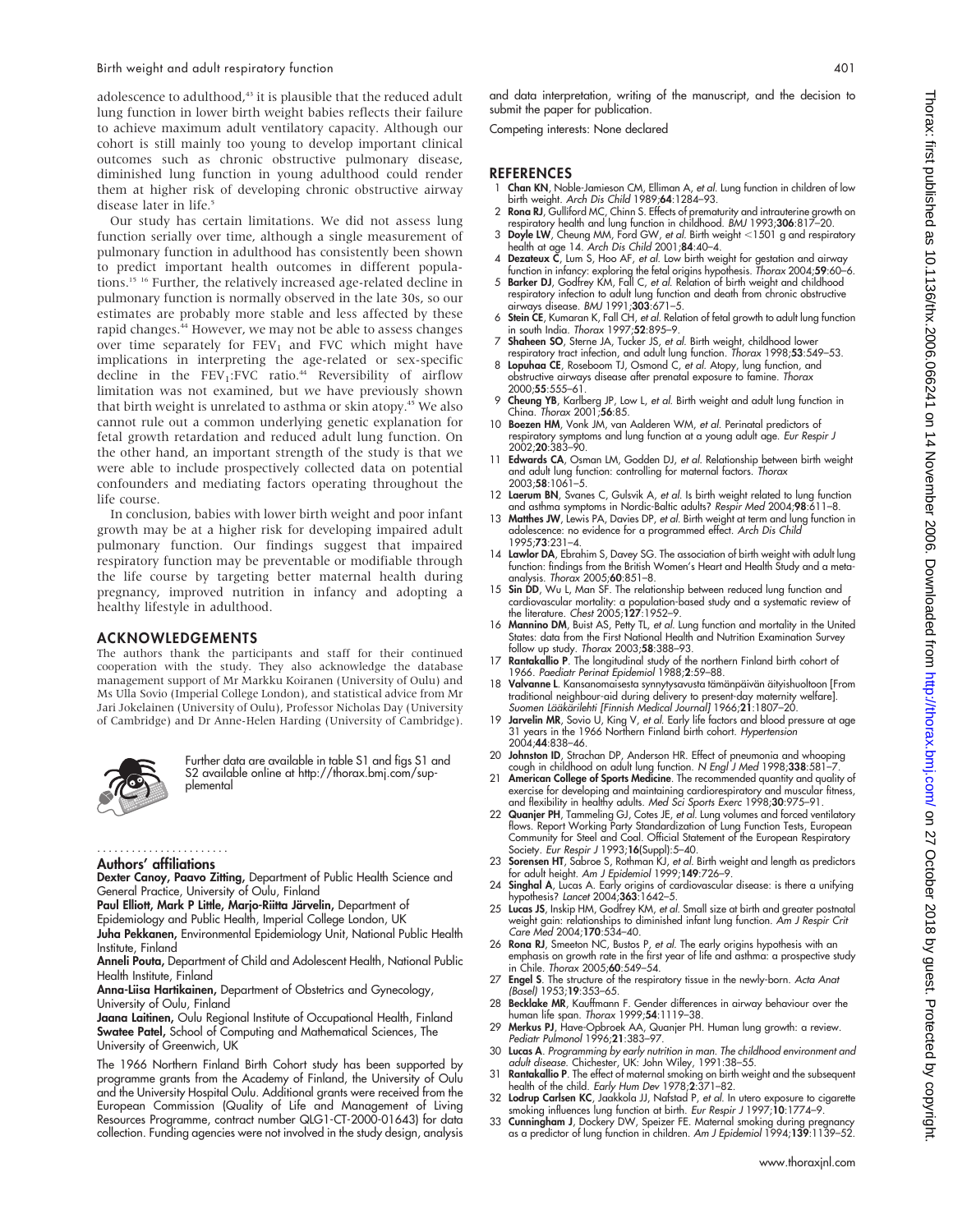adolescence to adulthood,[43] it is plausible that the reduced adult lung function in lower birth weight babies reflects their failure to achieve maximum adult ventilatory capacity. Although our cohort is still mainly too young to develop important clinical outcomes such as chronic obstructive pulmonary disease, diminished lung function in young adulthood could render them at higher risk of developing chronic obstructive airway disease later in life.[5]

Our study has certain limitations. We did not assess lung function serially over time, although a single measurement of pulmonary function in adulthood has consistently been shown to predict important health outcomes in different populations.[15 16] Further, the relatively increased age-related decline in pulmonary function is normally observed in the late 30s, so our estimates are probably more stable and less affected by these rapid changes.[44] However, we may not be able to assess changes over time separately for $FEV_1$ and FVC which might have implications in interpreting the age-related or sex-specific decline in the $FEV_1$:FVC ratio.[44] Reversibility of airflow limitation was not examined, but we have previously shown that birth weight is unrelated to asthma or skin atopy.[45] We also cannot rule out a common underlying genetic explanation for fetal growth retardation and reduced adult lung function. On the other hand, an important strength of the study is that we were able to include prospectively collected data on potential confounders and mediating factors operating throughout the life course.

In conclusion, babies with lower birth weight and poor infant growth may be at a higher risk for developing impaired adult pulmonary function. Our findings suggest that impaired respiratory function may be preventable or modifiable through the life course by targeting better maternal health during pregnancy, improved nutrition in infancy and adopting a healthy lifestyle in adulthood.

## ACKNOWLEDGEMENTS

The authors thank the participants and staff for their continued cooperation with the study. They also acknowledge the database management support of Mr Markku Koiranen (University of Oulu) and Ms Ulla Sovio (Imperial College London), and statistical advice from Mr Jari Jokelainen (University of Oulu), Professor Nicholas Day (University of Cambridge) and Dr Anne-Helen Harding (University of Cambridge).

Further data are available in table S1 and figs S1 and S2 available online at http://thorax.bmj.com/supplemental

### Authors' affiliations

**Dexter Canoy, Paavo Zitting,** Department of Public Health Science and General Practice, University of Oulu, Finland
**Paul Elliott, Mark P Little, Marjo-Riitta Järvelin,** Department of Epidemiology and Public Health, Imperial College London, UK
**Juha Pekkanen,** Environmental Epidemiology Unit, National Public Health Institute, Finland
**Anneli Pouta,** Department of Child and Adolescent Health, National Public Health Institute, Finland
**Anna-Liisa Hartikainen,** Department of Obstetrics and Gynecology, University of Oulu, Finland
**Jaana Laitinen,** Oulu Regional Institute of Occupational Health, Finland
**Swatee Patel,** School of Computing and Mathematical Sciences, The University of Greenwich, UK

The 1966 Northern Finland Birth Cohort study has been supported by programme grants from the Academy of Finland, the University of Oulu and the University Hospital Oulu. Additional grants were received from the European Commission (Quality of Life and Management of Living Resources Programme, contract number QLG1-CT-2000-01643) for data collection. Funding agencies were not involved in the study design, analysis and data interpretation, writing of the manuscript, and the decision to submit the paper for publication.

Competing interests: None declared

## REFERENCES

1. **Chan KN**, Noble-Jamieson CM, Elliman A, *et al*. Lung function in children of low birth weight. *Arch Dis Child* 1989;**64**:1284–93.
2. **Rona RJ**, Gulliford MC, Chinn S. Effects of prematurity and intrauterine growth on respiratory health and lung function in childhood. *BMJ* 1993;**306**:817–20.
3. **Doyle LW**, Cheung MM, Ford GW, *et al*. Birth weight <1501 g and respiratory health at age 14. *Arch Dis Child* 2001;**84**:40–4.
4. **Dezateux C**, Lum S, Hoo AF, *et al*. Low birth weight for gestation and airway function in infancy: exploring the fetal origins hypothesis. *Thorax* 2004;**59**:60–6.
5. **Barker DJ**, Godfrey KM, Fall C, *et al*. Relation of birth weight and childhood respiratory infection to adult lung function and death from chronic obstructive airways disease. *BMJ* 1991;**303**:671–5.
6. **Stein CE**, Kumaran K, Fall CH, *et al*. Relation of fetal growth to adult lung function in south India. *Thorax* 1997;**52**:895–9.
7. **Shaheen SO**, Sterne JA, Tucker JS, *et al*. Birth weight, childhood lower respiratory tract infection, and adult lung function. *Thorax* 1998;**53**:549–53.
8. **Lopuhaa CE**, Roseboom TJ, Osmond C, *et al*. Atopy, lung function, and obstructive airways disease after prenatal exposure to famine. *Thorax* 2000;**55**:555–61.
9. **Cheung YB**, Karlberg JP, Low L, *et al*. Birth weight and adult lung function in China. *Thorax* 2001;**56**:85.
10. **Boezen HM**, Vonk JM, van Aalderen WM, *et al*. Perinatal predictors of respiratory symptoms and lung function at a young adult age. *Eur Respir J* 2002;**20**:383–90.
11. **Edwards CA**, Osman LM, Godden DJ, *et al*. Relationship between birth weight and adult lung function: controlling for maternal factors. *Thorax* 2003;**58**:1061–5.
12. **Laerum BN**, Svanes C, Gulsvik A, *et al*. Is birth weight related to lung function and asthma symptoms in Nordic-Baltic adults? *Respir Med* 2004;**98**:611–8.
13. **Matthes JW**, Lewis PA, Davies DP, *et al*. Birth weight at term and lung function in adolescence: no evidence for a programmed effect. *Arch Dis Child* 1995;**73**:231–4.
14. **Lawlor DA**, Ebrahim S, Davey SG. The association of birth weight with adult lung function: findings from the British Women's Heart and Health Study and a meta-analysis. *Thorax* 2005;**60**:851–8.
15. **Sin DD**, Wu L, Man SF. The relationship between reduced lung function and cardiovascular mortality: a population-based study and a systematic review of the literature. *Chest* 2005;**127**:1952–9.
16. **Mannino DM**, Buist AS, Petty TL, *et al*. Lung function and mortality in the United States: data from the First National Health and Nutrition Examination Survey follow up study. *Thorax* 2003;**58**:388–93.
17. **Rantakallio P**. The longitudinal study of the northern Finland birth cohort of 1966. *Paediatr Perinat Epidemiol* 1988;**2**:59–88.
18. **Valvanne L**. Kansanomaisesta synnytysavusta tämänpäivän äityishuoltoon [From traditional neighbour-aid during delivery to present-day maternity welfare]. *Suomen Lääkärilehti [Finnish Medical Journal]* 1966;**21**:1807–20.
19. **Jarvelin MR**, Sovio U, King V, *et al*. Early life factors and blood pressure at age 31 years in the 1966 Northern Finland birth cohort. *Hypertension* 2004;**44**:838–46.
20. **Johnston ID**, Strachan DP, Anderson HR. Effect of pneumonia and whooping cough in childhood on adult lung function. *N Engl J Med* 1998;**338**:581–7.
21. **American College of Sports Medicine**. The recommended quantity and quality of exercise for developing and maintaining cardiorespiratory and muscular fitness, and flexibility in healthy adults. *Med Sci Sports Exerc* 1998;**30**:975–91.
22. **Quanjer PH**, Tammeling GJ, Cotes JE, *et al*. Lung volumes and forced ventilatory flows. Report Working Party Standardization of Lung Function Tests, European Community for Steel and Coal. Official Statement of the European Respiratory Society. *Eur Respir J* 1993;**16**(Suppl):5–40.
23. **Sorensen HT**, Sabroe S, Rothman KJ, *et al*. Birth weight and length as predictors for adult height. *Am J Epidemiol* 1999;**149**:726–9.
24. **Singhal A**, Lucas A. Early origins of cardiovascular disease: is there a unifying hypothesis? *Lancet* 2004;**363**:1642–5.
25. **Lucas JS**, Inskip HM, Godfrey KM, *et al*. Small size at birth and greater postnatal weight gain: relationships to diminished infant lung function. *Am J Respir Crit Care Med* 2004;**170**:534–40.
26. **Rona RJ**, Smeeton NC, Bustos P, *et al*. The early origins hypothesis with an emphasis on growth rate in the first year of life and asthma: a prospective study in Chile. *Thorax* 2005;**60**:549–54.
27. **Engel S**. The structure of the respiratory tissue in the newly-born. *Acta Anat (Basel)* 1953;**19**:353–65.
28. **Becklake MR**, Kauffmann F. Gender differences in airway behaviour over the human life span. *Thorax* 1999;**54**:1119–38.
29. **Merkus PJ**, Have-Opbroek AA, Quanjer PH. Human lung growth: a review. *Pediatr Pulmonol* 1996;**21**:383–97.
30. **Lucas A**. *Programming by early nutrition in man. The childhood environment and adult disease*. Chichester, UK: John Wiley, 1991:38–55.
31. **Rantakallio P**. The effect of maternal smoking on birth weight and the subsequent health of the child. *Early Hum Dev* 1978;**2**:371–82.
32. **Lodrup Carlsen KC**, Jaakkola JJ, Nafstad P, *et al*. In utero exposure to cigarette smoking influences lung function at birth. *Eur Respir J* 1997;**10**:1774–9.
33. **Cunningham J**, Dockery DW, Speizer FE. Maternal smoking during pregnancy as a predictor of lung function in children. *Am J Epidemiol* 1994;**139**:1139–52.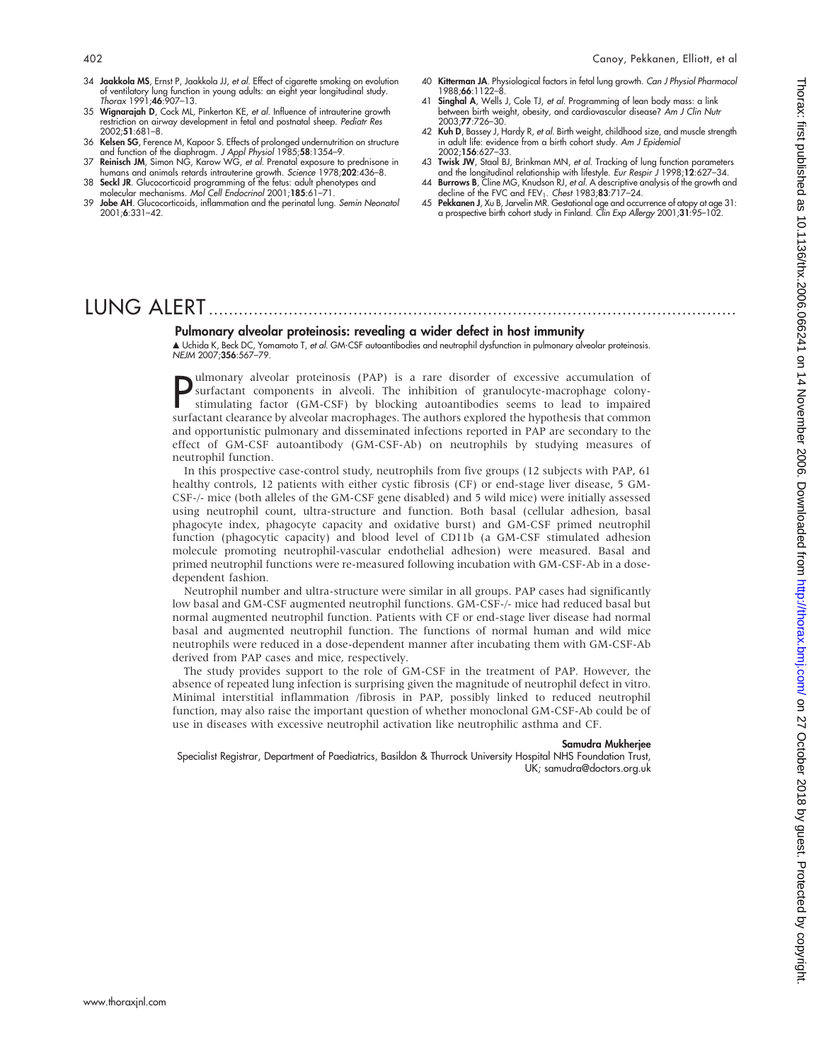34 **Jaakkola MS**, Ernst P, Jaakkola JJ, *et al*. Effect of cigarette smoking on evolution of ventilatory lung function in young adults: an eight year longitudinal study. *Thorax* 1991;**46**:907–13.

35 **Wignarajah D**, Cock ML, Pinkerton KE, *et al*. Influence of intrauterine growth restriction on airway development in fetal and postnatal sheep. *Pediatr Res* 2002;**51**:681–8.

36 **Kelsen SG**, Ference M, Kapoor S. Effects of prolonged undernutrition on structure and function of the diaphragm. *J Appl Physiol* 1985;**58**:1354–9.

37 **Reinisch JM**, Simon NG, Karow WG, *et al*. Prenatal exposure to prednisone in humans and animals retards intrauterine growth. *Science* 1978;**202**:436–8.

38 **Seckl JR**. Glucocorticoid programming of the fetus: adult phenotypes and molecular mechanisms. *Mol Cell Endocrinol* 2001;**185**:61–71.

39 **Jobe AH**. Glucocorticoids, inflammation and the perinatal lung. *Semin Neonatol* 2001;**6**:331–42.

40 **Kitterman JA**. Physiological factors in fetal lung growth. *Can J Physiol Pharmacol* 1988;**66**:1122–8.

41 **Singhal A**, Wells J, Cole TJ, *et al*. Programming of lean body mass: a link between birth weight, obesity, and cardiovascular disease? *Am J Clin Nutr* 2003;**77**:726–30.

42 **Kuh D**, Bassey J, Hardy R, *et al*. Birth weight, childhood size, and muscle strength in adult life: evidence from a birth cohort study. *Am J Epidemiol* 2002;**156**:627–33.

43 **Twisk JW**, Staal BJ, Brinkman MN, *et al*. Tracking of lung function parameters and the longitudinal relationship with lifestyle. *Eur Respir J* 1998;**12**:627–34.

44 **Burrows B**, Cline MG, Knudson RJ, *et al*. A descriptive analysis of the growth and decline of the FVC and $FEV_1$. *Chest* 1983;**83**:717–24.

45 **Pekkanen J**, Xu B, Jarvelin MR. Gestational age and occurrence of atopy at age 31: a prospective birth cohort study in Finland. *Clin Exp Allergy* 2001;**31**:95–102.

# LUNG ALERT

## Pulmonary alveolar proteinosis: revealing a wider defect in host immunity

▲ Uchida K, Beck DC, Yamamoto T, *et al*. GM-CSF autoantibodies and neutrophil dysfunction in pulmonary alveolar proteinosis. *NEJM* 2007;**356**:567–79.

Pulmonary alveolar proteinosis (PAP) is a rare disorder of excessive accumulation of surfactant components in alveoli. The inhibition of granulocyte-macrophage colony-stimulating factor (GM-CSF) by blocking autoantibodies seems to lead to impaired surfactant clearance by alveolar macrophages. The authors explored the hypothesis that common and opportunistic pulmonary and disseminated infections reported in PAP are secondary to the effect of GM-CSF autoantibody (GM-CSF-Ab) on neutrophils by studying measures of neutrophil function.

In this prospective case-control study, neutrophils from five groups (12 subjects with PAP, 61 healthy controls, 12 patients with either cystic fibrosis (CF) or end-stage liver disease, 5 GM-CSF-/- mice (both alleles of the GM-CSF gene disabled) and 5 wild mice) were initially assessed using neutrophil count, ultra-structure and function. Both basal (cellular adhesion, basal phagocyte index, phagocyte capacity and oxidative burst) and GM-CSF primed neutrophil function (phagocytic capacity) and blood level of CD11b (a GM-CSF stimulated adhesion molecule promoting neutrophil-vascular endothelial adhesion) were measured. Basal and primed neutrophil functions were re-measured following incubation with GM-CSF-Ab in a dose-dependent fashion.

Neutrophil number and ultra-structure were similar in all groups. PAP cases had significantly low basal and GM-CSF augmented neutrophil functions. GM-CSF-/- mice had reduced basal but normal augmented neutrophil function. Patients with CF or end-stage liver disease had normal basal and augmented neutrophil function. The functions of normal human and wild mice neutrophils were reduced in a dose-dependent manner after incubating them with GM-CSF-Ab derived from PAP cases and mice, respectively.

The study provides support to the role of GM-CSF in the treatment of PAP. However, the absence of repeated lung infection is surprising given the magnitude of neutrophil defect in vitro. Minimal interstitial inflammation /fibrosis in PAP, possibly linked to reduced neutrophil function, may also raise the important question of whether monoclonal GM-CSF-Ab could be of use in diseases with excessive neutrophil activation like neutrophilic asthma and CF.

**Samudra Mukherjee**

Specialist Registrar, Department of Paediatrics, Basildon & Thurrock University Hospital NHS Foundation Trust, UK; samudra@doctors.org.uk